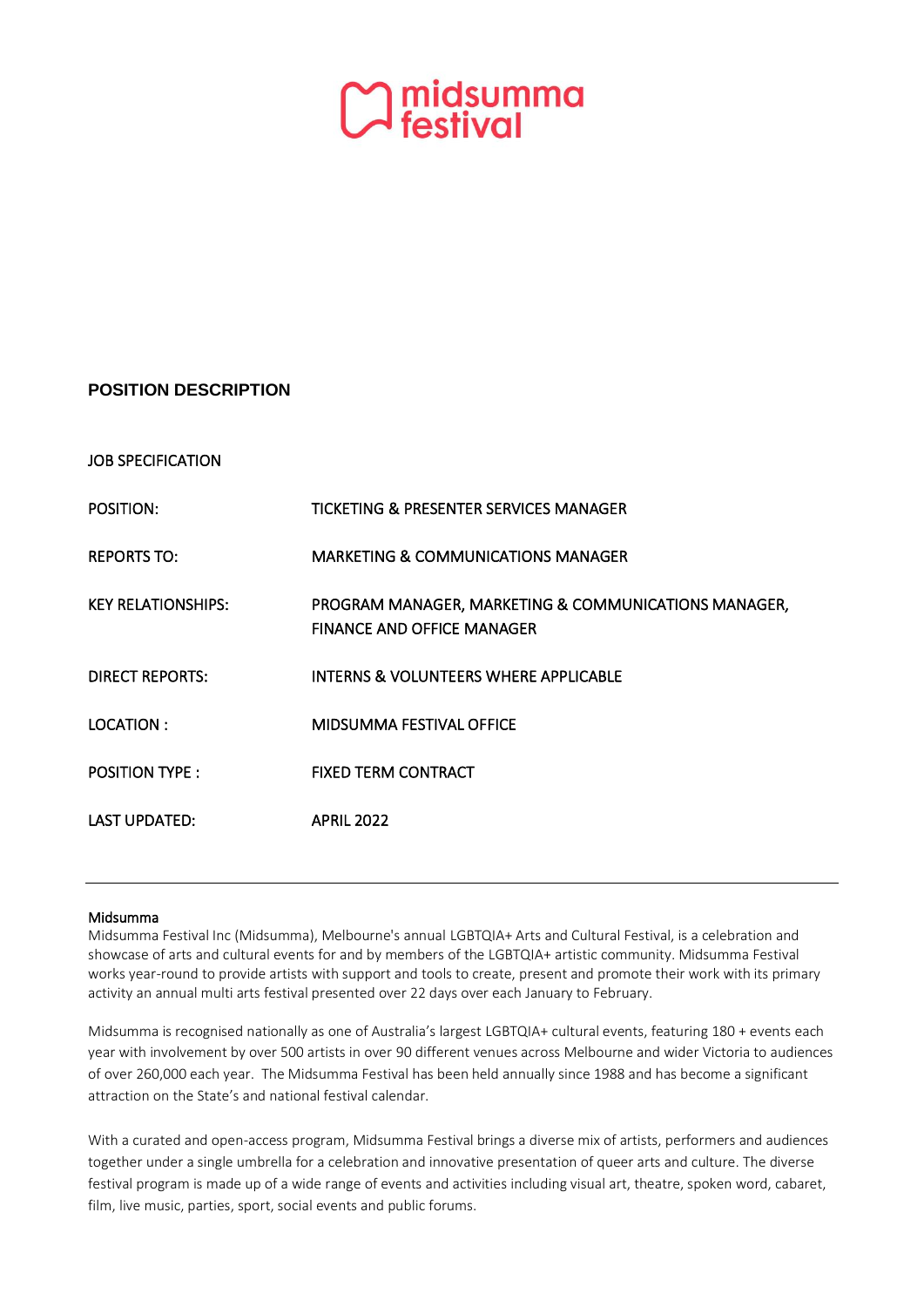midsumma festival

# POSITION DESCRIPTION

JOB SPECIFICATION

| | |
|---|---|
| POSITION: | TICKETING & PRESENTER SERVICES MANAGER |
| REPORTS TO: | MARKETING & COMMUNICATIONS MANAGER |
| KEY RELATIONSHIPS: | PROGRAM MANAGER, MARKETING & COMMUNICATIONS MANAGER, FINANCE AND OFFICE MANAGER |
| DIRECT REPORTS: | INTERNS & VOLUNTEERS WHERE APPLICABLE |
| LOCATION : | MIDSUMMA FESTIVAL OFFICE |
| POSITION TYPE : | FIXED TERM CONTRACT |
| LAST UPDATED: | APRIL 2022 |

---

## Midsumma

Midsumma Festival Inc (Midsumma), Melbourne's annual LGBTQIA+ Arts and Cultural Festival, is a celebration and showcase of arts and cultural events for and by members of the LGBTQIA+ artistic community. Midsumma Festival works year-round to provide artists with support and tools to create, present and promote their work with its primary activity an annual multi arts festival presented over 22 days over each January to February.

Midsumma is recognised nationally as one of Australia's largest LGBTQIA+ cultural events, featuring 180 + events each year with involvement by over 500 artists in over 90 different venues across Melbourne and wider Victoria to audiences of over 260,000 each year. The Midsumma Festival has been held annually since 1988 and has become a significant attraction on the State's and national festival calendar.

With a curated and open-access program, Midsumma Festival brings a diverse mix of artists, performers and audiences together under a single umbrella for a celebration and innovative presentation of queer arts and culture. The diverse festival program is made up of a wide range of events and activities including visual art, theatre, spoken word, cabaret, film, live music, parties, sport, social events and public forums.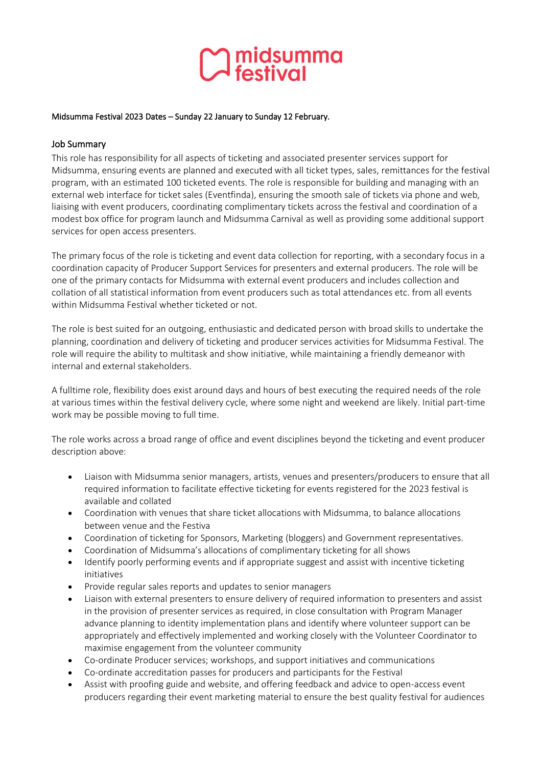Midsumma Festival 2023 Dates – Sunday 22 January to Sunday 12 February.

## Job Summary

This role has responsibility for all aspects of ticketing and associated presenter services support for Midsumma, ensuring events are planned and executed with all ticket types, sales, remittances for the festival program, with an estimated 100 ticketed events. The role is responsible for building and managing with an external web interface for ticket sales (Eventfinda), ensuring the smooth sale of tickets via phone and web, liaising with event producers, coordinating complimentary tickets across the festival and coordination of a modest box office for program launch and Midsumma Carnival as well as providing some additional support services for open access presenters.

The primary focus of the role is ticketing and event data collection for reporting, with a secondary focus in a coordination capacity of Producer Support Services for presenters and external producers. The role will be one of the primary contacts for Midsumma with external event producers and includes collection and collation of all statistical information from event producers such as total attendances etc. from all events within Midsumma Festival whether ticketed or not.

The role is best suited for an outgoing, enthusiastic and dedicated person with broad skills to undertake the planning, coordination and delivery of ticketing and producer services activities for Midsumma Festival. The role will require the ability to multitask and show initiative, while maintaining a friendly demeanor with internal and external stakeholders.

A fulltime role, flexibility does exist around days and hours of best executing the required needs of the role at various times within the festival delivery cycle, where some night and weekend are likely. Initial part-time work may be possible moving to full time.

The role works across a broad range of office and event disciplines beyond the ticketing and event producer description above:

- Liaison with Midsumma senior managers, artists, venues and presenters/producers to ensure that all required information to facilitate effective ticketing for events registered for the 2023 festival is available and collated
- Coordination with venues that share ticket allocations with Midsumma, to balance allocations between venue and the Festiva
- Coordination of ticketing for Sponsors, Marketing (bloggers) and Government representatives.
- Coordination of Midsumma's allocations of complimentary ticketing for all shows
- Identify poorly performing events and if appropriate suggest and assist with incentive ticketing initiatives
- Provide regular sales reports and updates to senior managers
- Liaison with external presenters to ensure delivery of required information to presenters and assist in the provision of presenter services as required, in close consultation with Program Manager advance planning to identity implementation plans and identify where volunteer support can be appropriately and effectively implemented and working closely with the Volunteer Coordinator to maximise engagement from the volunteer community
- Co-ordinate Producer services; workshops, and support initiatives and communications
- Co-ordinate accreditation passes for producers and participants for the Festival
- Assist with proofing guide and website, and offering feedback and advice to open-access event producers regarding their event marketing material to ensure the best quality festival for audiences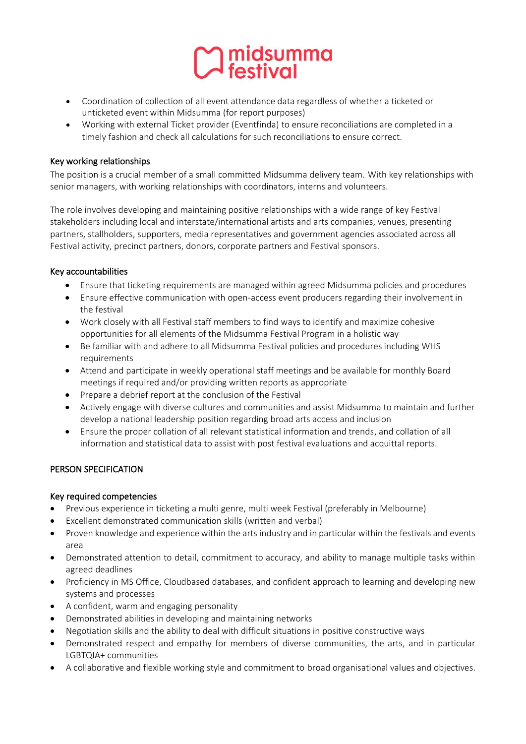- Coordination of collection of all event attendance data regardless of whether a ticketed or unticketed event within Midsumma (for report purposes)
- Working with external Ticket provider (Eventfinda) to ensure reconciliations are completed in a timely fashion and check all calculations for such reconciliations to ensure correct.

### Key working relationships

The position is a crucial member of a small committed Midsumma delivery team. With key relationships with senior managers, with working relationships with coordinators, interns and volunteers.

The role involves developing and maintaining positive relationships with a wide range of key Festival stakeholders including local and interstate/international artists and arts companies, venues, presenting partners, stallholders, supporters, media representatives and government agencies associated across all Festival activity, precinct partners, donors, corporate partners and Festival sponsors.

### Key accountabilities

- Ensure that ticketing requirements are managed within agreed Midsumma policies and procedures
- Ensure effective communication with open-access event producers regarding their involvement in the festival
- Work closely with all Festival staff members to find ways to identify and maximize cohesive opportunities for all elements of the Midsumma Festival Program in a holistic way
- Be familiar with and adhere to all Midsumma Festival policies and procedures including WHS requirements
- Attend and participate in weekly operational staff meetings and be available for monthly Board meetings if required and/or providing written reports as appropriate
- Prepare a debrief report at the conclusion of the Festival
- Actively engage with diverse cultures and communities and assist Midsumma to maintain and further develop a national leadership position regarding broad arts access and inclusion
- Ensure the proper collation of all relevant statistical information and trends, and collation of all information and statistical data to assist with post festival evaluations and acquittal reports.

## PERSON SPECIFICATION

### Key required competencies

- Previous experience in ticketing a multi genre, multi week Festival (preferably in Melbourne)
- Excellent demonstrated communication skills (written and verbal)
- Proven knowledge and experience within the arts industry and in particular within the festivals and events area
- Demonstrated attention to detail, commitment to accuracy, and ability to manage multiple tasks within agreed deadlines
- Proficiency in MS Office, Cloudbased databases, and confident approach to learning and developing new systems and processes
- A confident, warm and engaging personality
- Demonstrated abilities in developing and maintaining networks
- Negotiation skills and the ability to deal with difficult situations in positive constructive ways
- Demonstrated respect and empathy for members of diverse communities, the arts, and in particular LGBTQIA+ communities
- A collaborative and flexible working style and commitment to broad organisational values and objectives.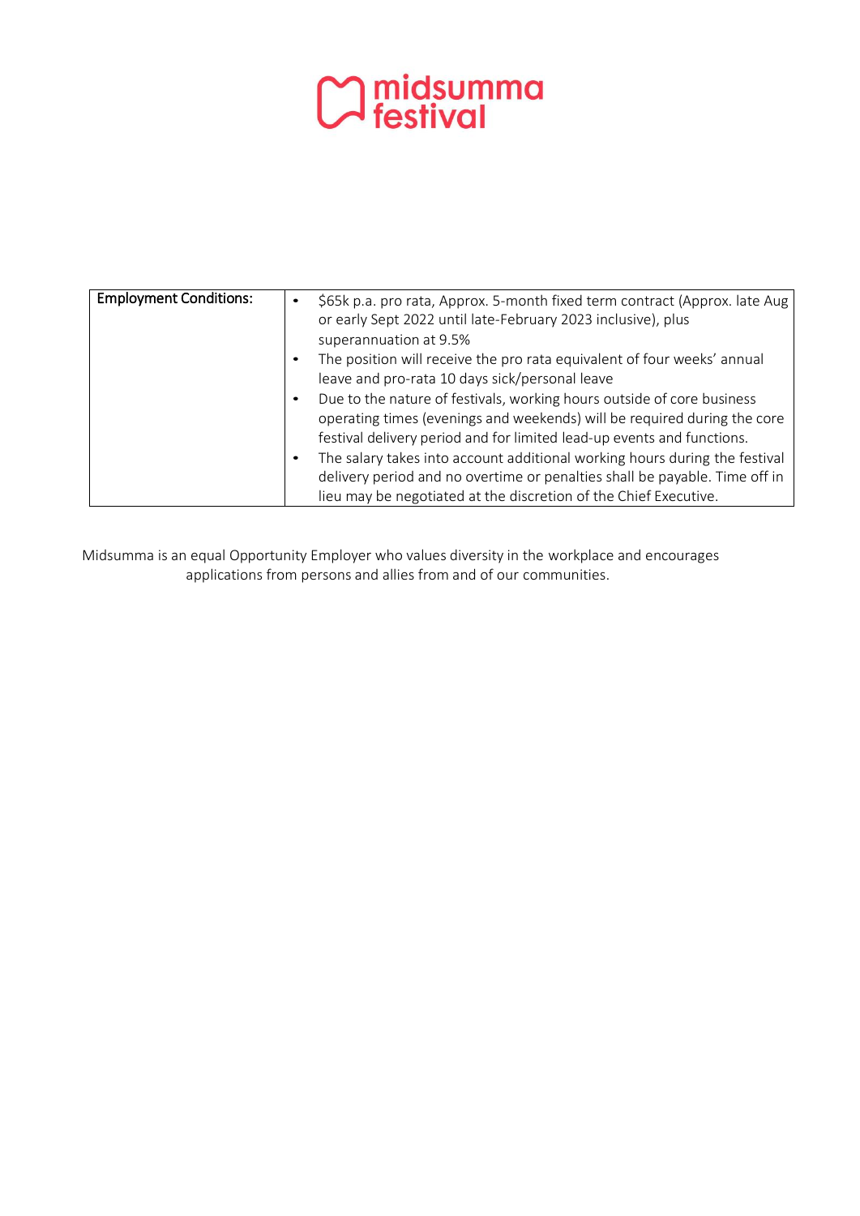| | |
|---|---|
| **Employment Conditions:** | • $65k p.a. pro rata, Approx. 5-month fixed term contract (Approx. late Aug or early Sept 2022 until late-February 2023 inclusive), plus superannuation at 9.5%<br>• The position will receive the pro rata equivalent of four weeks' annual leave and pro-rata 10 days sick/personal leave<br>• Due to the nature of festivals, working hours outside of core business operating times (evenings and weekends) will be required during the core festival delivery period and for limited lead-up events and functions.<br>• The salary takes into account additional working hours during the festival delivery period and no overtime or penalties shall be payable. Time off in lieu may be negotiated at the discretion of the Chief Executive. |

Midsumma is an equal Opportunity Employer who values diversity in the workplace and encourages applications from persons and allies from and of our communities.